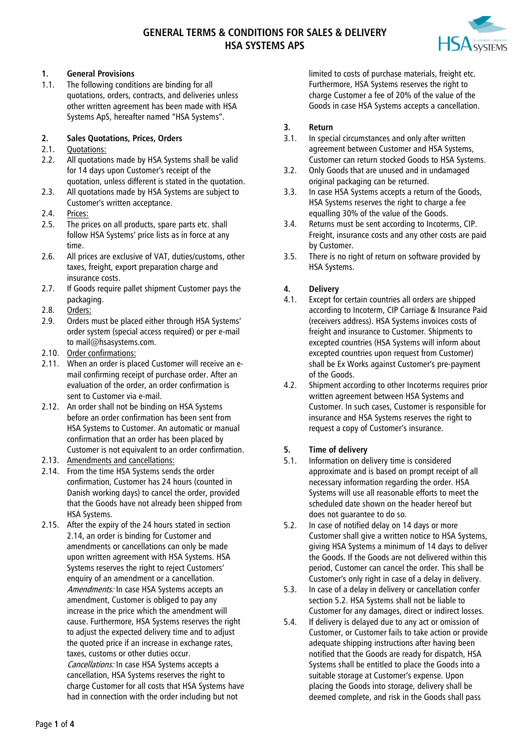# GENERAL TERMS & CONDITIONS FOR SALES & DELIVERY HSA SYSTEMS APS

## 1. General Provisions

1.1. The following conditions are binding for all quotations, orders, contracts, and deliveries unless other written agreement has been made with HSA Systems ApS, hereafter named "HSA Systems".

## 2. Sales Quotations, Prices, Orders

2.1. Quotations:

2.2. All quotations made by HSA Systems shall be valid for 14 days upon Customer's receipt of the quotation, unless different is stated in the quotation.

2.3. All quotations made by HSA Systems are subject to Customer's written acceptance.

2.4. Prices:

2.5. The prices on all products, spare parts etc. shall follow HSA Systems' price lists as in force at any time.

2.6. All prices are exclusive of VAT, duties/customs, other taxes, freight, export preparation charge and insurance costs.

2.7. If Goods require pallet shipment Customer pays the packaging.

2.8. Orders:

2.9. Orders must be placed either through HSA Systems' order system (special access required) or per e-mail to mail@hsasystems.com.

2.10. Order confirmations:

2.11. When an order is placed Customer will receive an e-mail confirming receipt of purchase order. After an evaluation of the order, an order confirmation is sent to Customer via e-mail.

2.12. An order shall not be binding on HSA Systems before an order confirmation has been sent from HSA Systems to Customer. An automatic or manual confirmation that an order has been placed by Customer is not equivalent to an order confirmation.

2.13. Amendments and cancellations:

2.14. From the time HSA Systems sends the order confirmation, Customer has 24 hours (counted in Danish working days) to cancel the order, provided that the Goods have not already been shipped from HSA Systems.

2.15. After the expiry of the 24 hours stated in section 2.14, an order is binding for Customer and amendments or cancellations can only be made upon written agreement with HSA Systems. HSA Systems reserves the right to reject Customers' enquiry of an amendment or a cancellation.

*Amendments:* In case HSA Systems accepts an amendment, Customer is obliged to pay any increase in the price which the amendment will cause. Furthermore, HSA Systems reserves the right to adjust the expected delivery time and to adjust the quoted price if an increase in exchange rates, taxes, customs or other duties occur.

*Cancellations:* In case HSA Systems accepts a cancellation, HSA Systems reserves the right to charge Customer for all costs that HSA Systems have had in connection with the order including but not limited to costs of purchase materials, freight etc. Furthermore, HSA Systems reserves the right to charge Customer a fee of 20% of the value of the Goods in case HSA Systems accepts a cancellation.

## 3. Return

3.1. In special circumstances and only after written agreement between Customer and HSA Systems, Customer can return stocked Goods to HSA Systems.

3.2. Only Goods that are unused and in undamaged original packaging can be returned.

3.3. In case HSA Systems accepts a return of the Goods, HSA Systems reserves the right to charge a fee equalling 30% of the value of the Goods.

3.4. Returns must be sent according to Incoterms, CIP. Freight, insurance costs and any other costs are paid by Customer.

3.5. There is no right of return on software provided by HSA Systems.

## 4. Delivery

4.1. Except for certain countries all orders are shipped according to Incoterm, CIP Carriage & Insurance Paid (receivers address). HSA Systems invoices costs of freight and insurance to Customer. Shipments to excepted countries (HSA Systems will inform about excepted countries upon request from Customer) shall be Ex Works against Customer's pre-payment of the Goods.

4.2. Shipment according to other Incoterms requires prior written agreement between HSA Systems and Customer. In such cases, Customer is responsible for insurance and HSA Systems reserves the right to request a copy of Customer's insurance.

## 5. Time of delivery

5.1. Information on delivery time is considered approximate and is based on prompt receipt of all necessary information regarding the order. HSA Systems will use all reasonable efforts to meet the scheduled date shown on the header hereof but does not guarantee to do so.

5.2. In case of notified delay on 14 days or more Customer shall give a written notice to HSA Systems, giving HSA Systems a minimum of 14 days to deliver the Goods. If the Goods are not delivered within this period, Customer can cancel the order. This shall be Customer's only right in case of a delay in delivery.

5.3. In case of a delay in delivery or cancellation confer section 5.2. HSA Systems shall not be liable to Customer for any damages, direct or indirect losses.

5.4. If delivery is delayed due to any act or omission of Customer, or Customer fails to take action or provide adequate shipping instructions after having been notified that the Goods are ready for dispatch, HSA Systems shall be entitled to place the Goods into a suitable storage at Customer's expense. Upon placing the Goods into storage, delivery shall be deemed complete, and risk in the Goods shall pass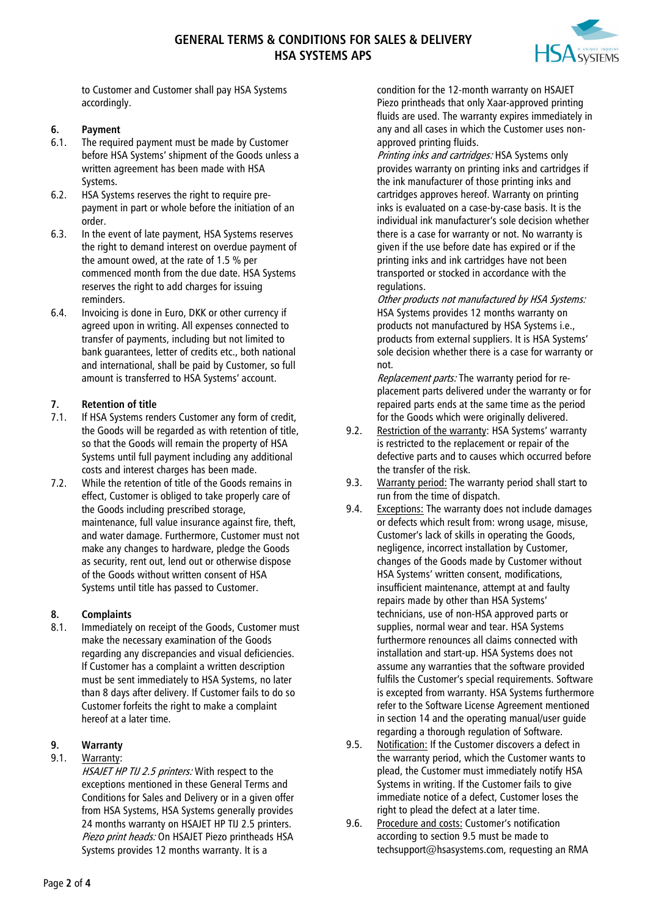to Customer and Customer shall pay HSA Systems accordingly.

## 6. Payment

6.1. The required payment must be made by Customer before HSA Systems' shipment of the Goods unless a written agreement has been made with HSA Systems.

6.2. HSA Systems reserves the right to require pre-payment in part or whole before the initiation of an order.

6.3. In the event of late payment, HSA Systems reserves the right to demand interest on overdue payment of the amount owed, at the rate of 1.5 % per commenced month from the due date. HSA Systems reserves the right to add charges for issuing reminders.

6.4. Invoicing is done in Euro, DKK or other currency if agreed upon in writing. All expenses connected to transfer of payments, including but not limited to bank guarantees, letter of credits etc., both national and international, shall be paid by Customer, so full amount is transferred to HSA Systems' account.

## 7. Retention of title

7.1. If HSA Systems renders Customer any form of credit, the Goods will be regarded as with retention of title, so that the Goods will remain the property of HSA Systems until full payment including any additional costs and interest charges has been made.

7.2. While the retention of title of the Goods remains in effect, Customer is obliged to take properly care of the Goods including prescribed storage, maintenance, full value insurance against fire, theft, and water damage. Furthermore, Customer must not make any changes to hardware, pledge the Goods as security, rent out, lend out or otherwise dispose of the Goods without written consent of HSA Systems until title has passed to Customer.

## 8. Complaints

8.1. Immediately on receipt of the Goods, Customer must make the necessary examination of the Goods regarding any discrepancies and visual deficiencies. If Customer has a complaint a written description must be sent immediately to HSA Systems, no later than 8 days after delivery. If Customer fails to do so Customer forfeits the right to make a complaint hereof at a later time.

## 9. Warranty

9.1. Warranty:

*HSAJET HP TIJ 2.5 printers:* With respect to the exceptions mentioned in these General Terms and Conditions for Sales and Delivery or in a given offer from HSA Systems, HSA Systems generally provides 24 months warranty on HSAJET HP TIJ 2.5 printers.

*Piezo print heads:* On HSAJET Piezo printheads HSA Systems provides 12 months warranty. It is a condition for the 12-month warranty on HSAJET Piezo printheads that only Xaar-approved printing fluids are used. The warranty expires immediately in any and all cases in which the Customer uses non-approved printing fluids.

*Printing inks and cartridges:* HSA Systems only provides warranty on printing inks and cartridges if the ink manufacturer of those printing inks and cartridges approves hereof. Warranty on printing inks is evaluated on a case-by-case basis. It is the individual ink manufacturer's sole decision whether there is a case for warranty or not. No warranty is given if the use before date has expired or if the printing inks and ink cartridges have not been transported or stocked in accordance with the regulations.

*Other products not manufactured by HSA Systems:* HSA Systems provides 12 months warranty on products not manufactured by HSA Systems i.e., products from external suppliers. It is HSA Systems' sole decision whether there is a case for warranty or not.

*Replacement parts:* The warranty period for re-placement parts delivered under the warranty or for repaired parts ends at the same time as the period for the Goods which were originally delivered.

9.2. Restriction of the warranty: HSA Systems' warranty is restricted to the replacement or repair of the defective parts and to causes which occurred before the transfer of the risk.

9.3. Warranty period: The warranty period shall start to run from the time of dispatch.

9.4. Exceptions: The warranty does not include damages or defects which result from: wrong usage, misuse, Customer's lack of skills in operating the Goods, negligence, incorrect installation by Customer, changes of the Goods made by Customer without HSA Systems' written consent, modifications, insufficient maintenance, attempt at and faulty repairs made by other than HSA Systems' technicians, use of non-HSA approved parts or supplies, normal wear and tear. HSA Systems furthermore renounces all claims connected with installation and start-up. HSA Systems does not assume any warranties that the software provided fulfils the Customer's special requirements. Software is excepted from warranty. HSA Systems furthermore refer to the Software License Agreement mentioned in section 14 and the operating manual/user guide regarding a thorough regulation of Software.

9.5. Notification: If the Customer discovers a defect in the warranty period, which the Customer wants to plead, the Customer must immediately notify HSA Systems in writing. If the Customer fails to give immediate notice of a defect, Customer loses the right to plead the defect at a later time.

9.6. Procedure and costs: Customer's notification according to section 9.5 must be made to techsupport@hsasystems.com, requesting an RMA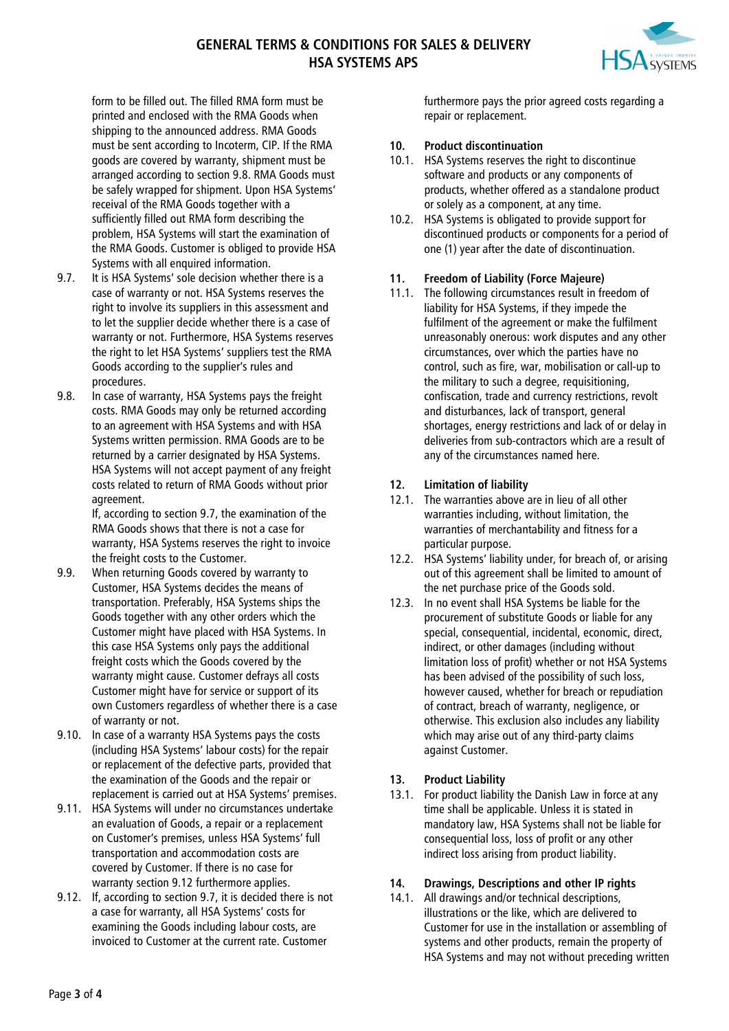form to be filled out. The filled RMA form must be printed and enclosed with the RMA Goods when shipping to the announced address. RMA Goods must be sent according to Incoterm, CIP. If the RMA goods are covered by warranty, shipment must be arranged according to section 9.8. RMA Goods must be safely wrapped for shipment. Upon HSA Systems' receival of the RMA Goods together with a sufficiently filled out RMA form describing the problem, HSA Systems will start the examination of the RMA Goods. Customer is obliged to provide HSA Systems with all enquired information.

9.7. It is HSA Systems' sole decision whether there is a case of warranty or not. HSA Systems reserves the right to involve its suppliers in this assessment and to let the supplier decide whether there is a case of warranty or not. Furthermore, HSA Systems reserves the right to let HSA Systems' suppliers test the RMA Goods according to the supplier's rules and procedures.

9.8. In case of warranty, HSA Systems pays the freight costs. RMA Goods may only be returned according to an agreement with HSA Systems and with HSA Systems written permission. RMA Goods are to be returned by a carrier designated by HSA Systems. HSA Systems will not accept payment of any freight costs related to return of RMA Goods without prior agreement.
If, according to section 9.7, the examination of the RMA Goods shows that there is not a case for warranty, HSA Systems reserves the right to invoice the freight costs to the Customer.

9.9. When returning Goods covered by warranty to Customer, HSA Systems decides the means of transportation. Preferably, HSA Systems ships the Goods together with any other orders which the Customer might have placed with HSA Systems. In this case HSA Systems only pays the additional freight costs which the Goods covered by the warranty might cause. Customer defrays all costs Customer might have for service or support of its own Customers regardless of whether there is a case of warranty or not.

9.10. In case of a warranty HSA Systems pays the costs (including HSA Systems' labour costs) for the repair or replacement of the defective parts, provided that the examination of the Goods and the repair or replacement is carried out at HSA Systems' premises.

9.11. HSA Systems will under no circumstances undertake an evaluation of Goods, a repair or a replacement on Customer's premises, unless HSA Systems' full transportation and accommodation costs are covered by Customer. If there is no case for warranty section 9.12 furthermore applies.

9.12. If, according to section 9.7, it is decided there is not a case for warranty, all HSA Systems' costs for examining the Goods including labour costs, are invoiced to Customer at the current rate. Customer furthermore pays the prior agreed costs regarding a repair or replacement.

## 10. Product discontinuation

10.1. HSA Systems reserves the right to discontinue software and products or any components of products, whether offered as a standalone product or solely as a component, at any time.

10.2. HSA Systems is obligated to provide support for discontinued products or components for a period of one (1) year after the date of discontinuation.

## 11. Freedom of Liability (Force Majeure)

11.1. The following circumstances result in freedom of liability for HSA Systems, if they impede the fulfilment of the agreement or make the fulfilment unreasonably onerous: work disputes and any other circumstances, over which the parties have no control, such as fire, war, mobilisation or call-up to the military to such a degree, requisitioning, confiscation, trade and currency restrictions, revolt and disturbances, lack of transport, general shortages, energy restrictions and lack of or delay in deliveries from sub-contractors which are a result of any of the circumstances named here.

## 12. Limitation of liability

12.1. The warranties above are in lieu of all other warranties including, without limitation, the warranties of merchantability and fitness for a particular purpose.

12.2. HSA Systems' liability under, for breach of, or arising out of this agreement shall be limited to amount of the net purchase price of the Goods sold.

12.3. In no event shall HSA Systems be liable for the procurement of substitute Goods or liable for any special, consequential, incidental, economic, direct, indirect, or other damages (including without limitation loss of profit) whether or not HSA Systems has been advised of the possibility of such loss, however caused, whether for breach or repudiation of contract, breach of warranty, negligence, or otherwise. This exclusion also includes any liability which may arise out of any third-party claims against Customer.

## 13. Product Liability

13.1. For product liability the Danish Law in force at any time shall be applicable. Unless it is stated in mandatory law, HSA Systems shall not be liable for consequential loss, loss of profit or any other indirect loss arising from product liability.

## 14. Drawings, Descriptions and other IP rights

14.1. All drawings and/or technical descriptions, illustrations or the like, which are delivered to Customer for use in the installation or assembling of systems and other products, remain the property of HSA Systems and may not without preceding written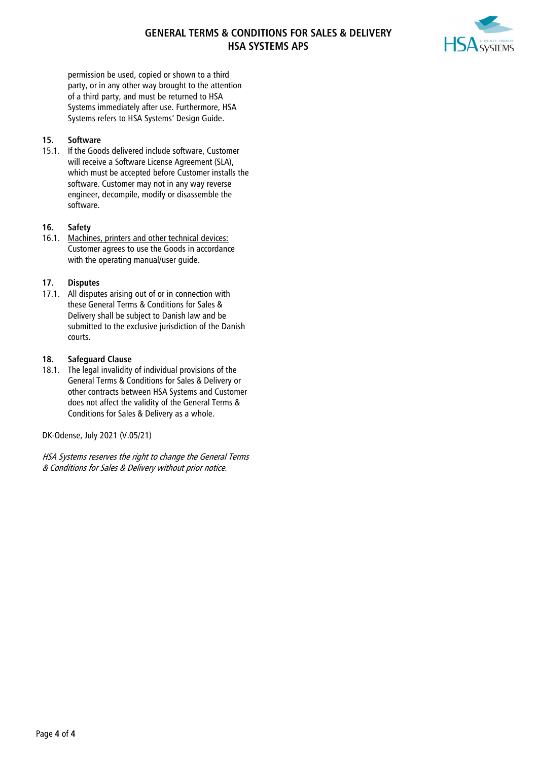permission be used, copied or shown to a third party, or in any other way brought to the attention of a third party, and must be returned to HSA Systems immediately after use. Furthermore, HSA Systems refers to HSA Systems' Design Guide.

## 15. Software

15.1. If the Goods delivered include software, Customer will receive a Software License Agreement (SLA), which must be accepted before Customer installs the software. Customer may not in any way reverse engineer, decompile, modify or disassemble the software.

## 16. Safety

16.1. Machines, printers and other technical devices: Customer agrees to use the Goods in accordance with the operating manual/user guide.

## 17. Disputes

17.1. All disputes arising out of or in connection with these General Terms & Conditions for Sales & Delivery shall be subject to Danish law and be submitted to the exclusive jurisdiction of the Danish courts.

## 18. Safeguard Clause

18.1. The legal invalidity of individual provisions of the General Terms & Conditions for Sales & Delivery or other contracts between HSA Systems and Customer does not affect the validity of the General Terms & Conditions for Sales & Delivery as a whole.

DK-Odense, July 2021 (V.05/21)

*HSA Systems reserves the right to change the General Terms & Conditions for Sales & Delivery without prior notice.*